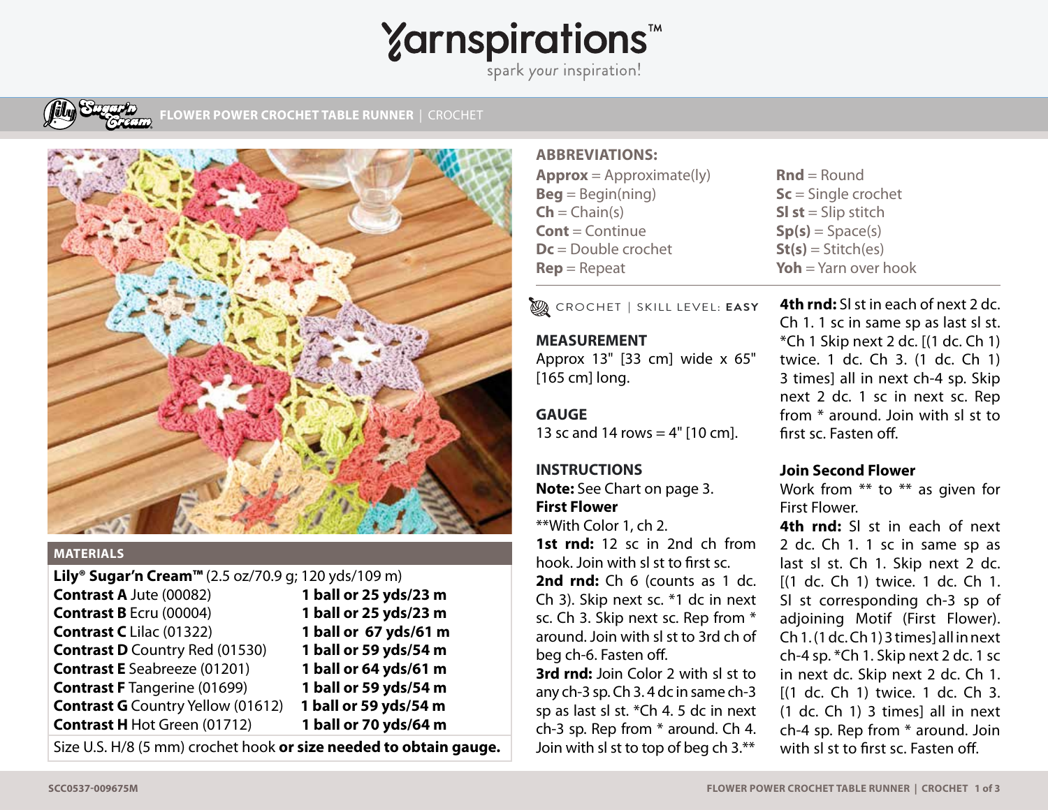# Yarnspirations™

spark your inspiration!

## FLOWER POWER CROCHET TABLE RUNNER | CROCHET

### MATERIALS

**Lily® Sugar'n Cream™** (2.5 oz/70.9 g; 120 yds/109 m)

| | |
|---|---|
| **Contrast A** Jute (00082) | **1 ball or 25 yds/23 m** |
| **Contrast B** Ecru (00004) | **1 ball or 25 yds/23 m** |
| **Contrast C** Lilac (01322) | **1 ball or 67 yds/61 m** |
| **Contrast D** Country Red (01530) | **1 ball or 59 yds/54 m** |
| **Contrast E** Seabreeze (01201) | **1 ball or 64 yds/61 m** |
| **Contrast F** Tangerine (01699) | **1 ball or 59 yds/54 m** |
| **Contrast G** Country Yellow (01612) | **1 ball or 59 yds/54 m** |
| **Contrast H** Hot Green (01712) | **1 ball or 70 yds/64 m** |

Size U.S. H/8 (5 mm) crochet hook **or size needed to obtain gauge.**

### ABBREVIATIONS:

**Approx** = Approximate(ly)
**Beg** = Begin(ning)
**Ch** = Chain(s)
**Cont** = Continue
**Dc** = Double crochet
**Rep** = Repeat
**Rnd** = Round
**Sc** = Single crochet
**Sl st** = Slip stitch
**Sp(s)** = Space(s)
**St(s)** = Stitch(es)
**Yoh** = Yarn over hook

CROCHET | SKILL LEVEL: **EASY**

### MEASUREMENT

Approx 13" [33 cm] wide x 65" [165 cm] long.

### GAUGE

13 sc and 14 rows = 4" [10 cm].

### INSTRUCTIONS

**Note:** See Chart on page 3.

**First Flower**

**With Color 1, ch 2.

**1st rnd:** 12 sc in 2nd ch from hook. Join with sl st to first sc.

**2nd rnd:** Ch 6 (counts as 1 dc. Ch 3). Skip next sc. *1 dc in next sc. Ch 3. Skip next sc. Rep from * around. Join with sl st to 3rd ch of beg ch-6. Fasten off.

**3rd rnd:** Join Color 2 with sl st to any ch-3 sp. Ch 3. 4 dc in same ch-3 sp as last sl st. *Ch 4. 5 dc in next ch-3 sp. Rep from * around. Ch 4. Join with sl st to top of beg ch 3.**

**4th rnd:** Sl st in each of next 2 dc. Ch 1. 1 sc in same sp as last sl st. *Ch 1 Skip next 2 dc. [(1 dc. Ch 1) twice. 1 dc. Ch 3. (1 dc. Ch 1) 3 times] all in next ch-4 sp. Skip next 2 dc. 1 sc in next sc. Rep from * around. Join with sl st to first sc. Fasten off.

**Join Second Flower**

Work from ** to ** as given for First Flower.

**4th rnd:** Sl st in each of next 2 dc. Ch 1. 1 sc in same sp as last sl st. Ch 1. Skip next 2 dc. [(1 dc. Ch 1) twice. 1 dc. Ch 1. Sl st corresponding ch-3 sp of adjoining Motif (First Flower). Ch 1. (1 dc. Ch 1) 3 times] all in next ch-4 sp. *Ch 1. Skip next 2 dc. 1 sc in next dc. Skip next 2 dc. Ch 1. [(1 dc. Ch 1) twice. 1 dc. Ch 3. (1 dc. Ch 1) 3 times] all in next ch-4 sp. Rep from * around. Join with sl st to first sc. Fasten off.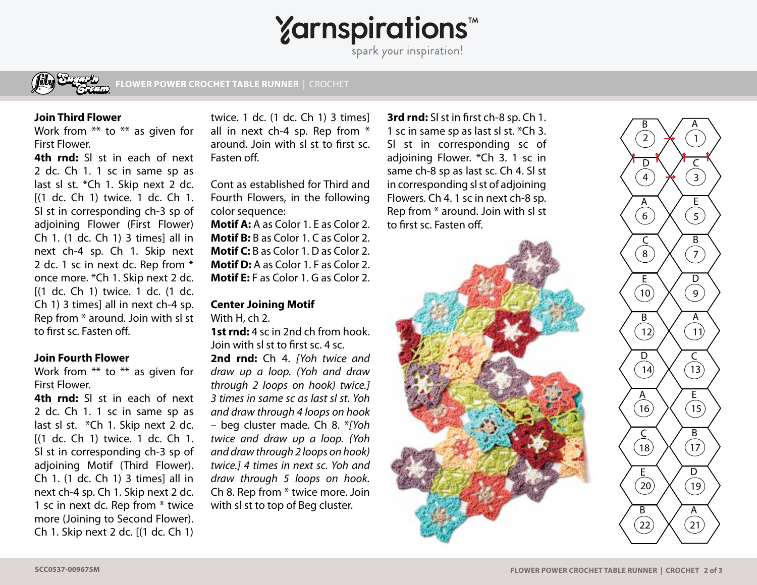### Join Third Flower

Work from ** to ** as given for First Flower.

**4th rnd:** Sl st in each of next 2 dc. Ch 1. 1 sc in same sp as last sl st. *Ch 1. Skip next 2 dc. [(1 dc. Ch 1) twice. 1 dc. Ch 1. Sl st in corresponding ch-3 sp of adjoining Flower (First Flower) Ch 1. (1 dc. Ch 1) 3 times] all in next ch-4 sp. Ch 1. Skip next 2 dc. 1 sc in next dc. Rep from * once more. *Ch 1. Skip next 2 dc. [(1 dc. Ch 1) twice. 1 dc. (1 dc. Ch 1) 3 times] all in next ch-4 sp. Rep from * around. Join with sl st to first sc. Fasten off.

### Join Fourth Flower

Work from ** to ** as given for First Flower.

**4th rnd:** Sl st in each of next 2 dc. Ch 1. 1 sc in same sp as last sl st. *Ch 1. Skip next 2 dc. [(1 dc. Ch 1) twice. 1 dc. Ch 1. Sl st in corresponding ch-3 sp of adjoining Motif (Third Flower). Ch 1. (1 dc. Ch 1) 3 times] all in next ch-4 sp. Ch 1. Skip next 2 dc. 1 sc in next dc. Rep from * twice more (Joining to Second Flower). Ch 1. Skip next 2 dc. [(1 dc. Ch 1) twice. 1 dc. (1 dc. Ch 1) 3 times] all in next ch-4 sp. Rep from * around. Join with sl st to first sc. Fasten off.

Cont as established for Third and Fourth Flowers, in the following color sequence:

**Motif A:** A as Color 1. E as Color 2.
**Motif B:** B as Color 1. C as Color 2.
**Motif C:** B as Color 1. D as Color 2.
**Motif D:** A as Color 1. F as Color 2.
**Motif E:** F as Color 1. G as Color 2.

### Center Joining Motif

With H, ch 2.

**1st rnd:** 4 sc in 2nd ch from hook. Join with sl st to first sc. 4 sc.

**2nd rnd:** Ch 4. *[Yoh twice and draw up a loop. (Yoh and draw through 2 loops on hook) twice.] 3 times in same sc as last sl st. Yoh and draw through 4 loops on hook – beg cluster made. Ch 8. *[Yoh twice and draw up a loop. (Yoh and draw through 2 loops on hook) twice.] 4 times in next sc. Yoh and draw through 5 loops on hook. Ch 8. Rep from * twice more. Join with sl st to top of Beg cluster.*

**3rd rnd:** Sl st in first ch-8 sp. Ch 1. 1 sc in same sp as last sl st. *Ch 3. Sl st in corresponding sc of adjoining Flower. *Ch 3. 1 sc in same ch-8 sp as last sc. Ch 4. Sl st in corresponding sl st of adjoining Flowers. Ch 4. 1 sc in next ch-8 sp. Rep from * around. Join with sl st to first sc. Fasten off.

| Left column | Right column |
|---|---|
| B 2 | A 1 |
| D 4 | C 3 |
| A 6 | E 5 |
| C 8 | B 7 |
| E 10 | D 9 |
| B 12 | A 11 |
| D 14 | C 13 |
| A 16 | E 15 |
| C 18 | B 17 |
| E 20 | D 19 |
| B 22 | A 21 |

SCC0537-009675M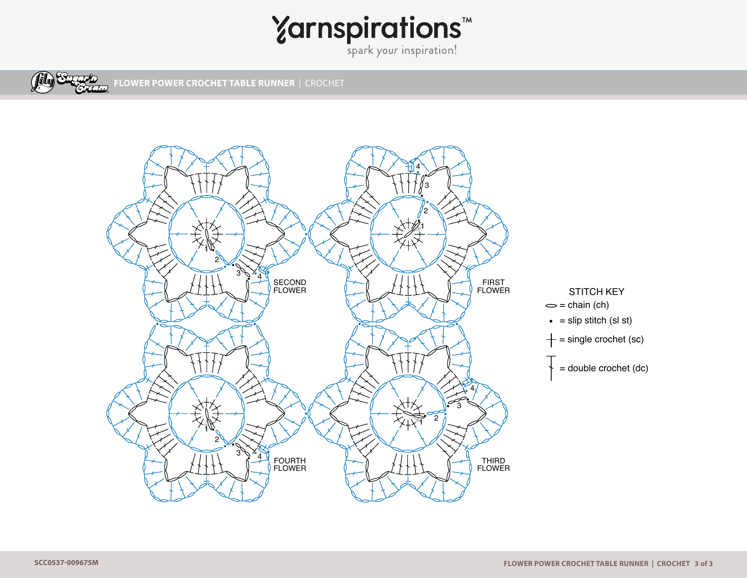FLOWER POWER CROCHET TABLE RUNNER | CROCHET

SECOND FLOWER

FIRST FLOWER

FOURTH FLOWER

THIRD FLOWER

STITCH KEY

- = chain (ch)
- = slip stitch (sl st)
- = single crochet (sc)
- = double crochet (dc)

SCC0537-009675M